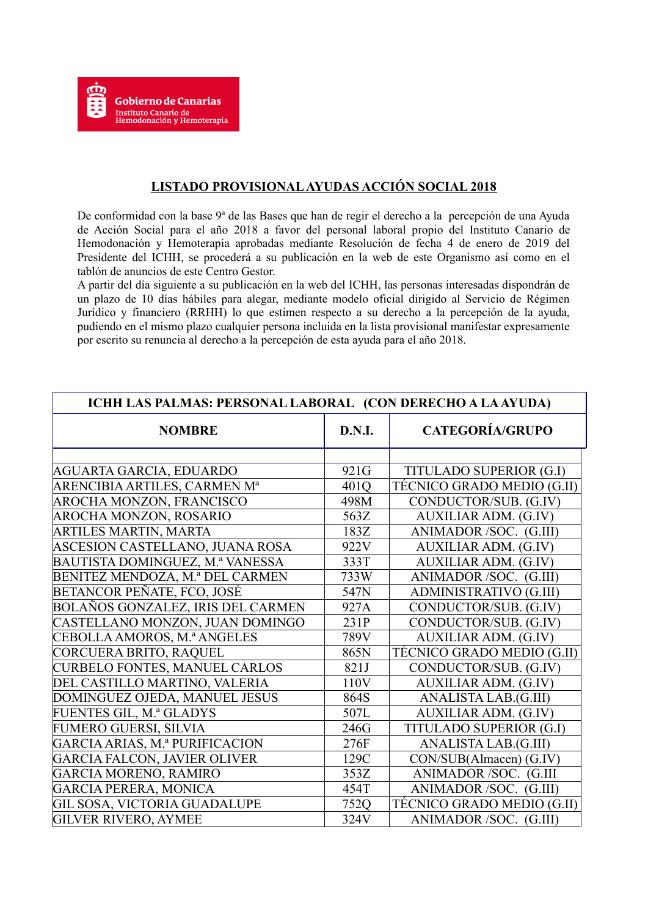Gobierno de Canarias
Instituto Canario de Hemodonación y Hemoterapia

## LISTADO PROVISIONAL AYUDAS ACCIÓN SOCIAL 2018

De conformidad con la base 9ª de las Bases que han de regir el derecho a la percepción de una Ayuda de Acción Social para el año 2018 a favor del personal laboral propio del Instituto Canario de Hemodonación y Hemoterapia aprobadas mediante Resolución de fecha 4 de enero de 2019 del Presidente del ICHH, se procederá a su publicación en la web de este Organismo así como en el tablón de anuncios de este Centro Gestor.

A partir del día siguiente a su publicación en la web del ICHH, las personas interesadas dispondrán de un plazo de 10 días hábiles para alegar, mediante modelo oficial dirigido al Servicio de Régimen Jurídico y financiero (RRHH) lo que estimen respecto a su derecho a la percepción de la ayuda, pudiendo en el mismo plazo cualquier persona incluida en la lista provisional manifestar expresamente por escrito su renuncia al derecho a la percepción de esta ayuda para el año 2018.

| ICHH LAS PALMAS: PERSONAL LABORAL (CON DERECHO A LA AYUDA) | | |
|---|---|---|
| **NOMBRE** | **D.N.I.** | **CATEGORÍA/GRUPO** |
| | | |
| AGUARTA GARCIA, EDUARDO | 921G | TITULADO SUPERIOR (G.I) |
| ARENCIBIA ARTILES, CARMEN Mª | 401Q | TÉCNICO GRADO MEDIO (G.II) |
| AROCHA MONZON, FRANCISCO | 498M | CONDUCTOR/SUB. (G.IV) |
| AROCHA MONZON, ROSARIO | 563Z | AUXILIAR ADM. (G.IV) |
| ARTILES MARTIN, MARTA | 183Z | ANIMADOR /SOC. (G.III) |
| ASCESION CASTELLANO, JUANA ROSA | 922V | AUXILIAR ADM. (G.IV) |
| BAUTISTA DOMINGUEZ, M.ª VANESSA | 333T | AUXILIAR ADM. (G.IV) |
| BENITEZ MENDOZA, M.ª DEL CARMEN | 733W | ANIMADOR /SOC. (G.III) |
| BETANCOR PEÑATE, FCO, JOSÉ | 547N | ADMINISTRATIVO (G.III) |
| BOLAÑOS GONZALEZ, IRIS DEL CARMEN | 927A | CONDUCTOR/SUB. (G.IV) |
| CASTELLANO MONZON, JUAN DOMINGO | 231P | CONDUCTOR/SUB. (G.IV) |
| CEBOLLA AMOROS, M.ª ANGELES | 789V | AUXILIAR ADM. (G.IV) |
| CORCUERA BRITO, RAQUEL | 865N | TÉCNICO GRADO MEDIO (G.II) |
| CURBELO FONTES, MANUEL CARLOS | 821J | CONDUCTOR/SUB. (G.IV) |
| DEL CASTILLO MARTINO, VALERIA | 110V | AUXILIAR ADM. (G.IV) |
| DOMINGUEZ OJEDA, MANUEL JESUS | 864S | ANALISTA LAB.(G.III) |
| FUENTES GIL, M.ª GLADYS | 507L | AUXILIAR ADM. (G.IV) |
| FUMERO GUERSI, SILVIA | 246G | TITULADO SUPERIOR (G.I) |
| GARCIA ARIAS, M.ª PURIFICACION | 276F | ANALISTA LAB.(G.III) |
| GARCIA FALCON, JAVIER OLIVER | 129C | CON/SUB(Almacen) (G.IV) |
| GARCIA MORENO, RAMIRO | 353Z | ANIMADOR /SOC. (G.III |
| GARCIA PERERA, MONICA | 454T | ANIMADOR /SOC. (G.III) |
| GIL SOSA, VICTORIA GUADALUPE | 752Q | TÉCNICO GRADO MEDIO (G.II) |
| GILVER RIVERO, AYMEE | 324V | ANIMADOR /SOC. (G.III) |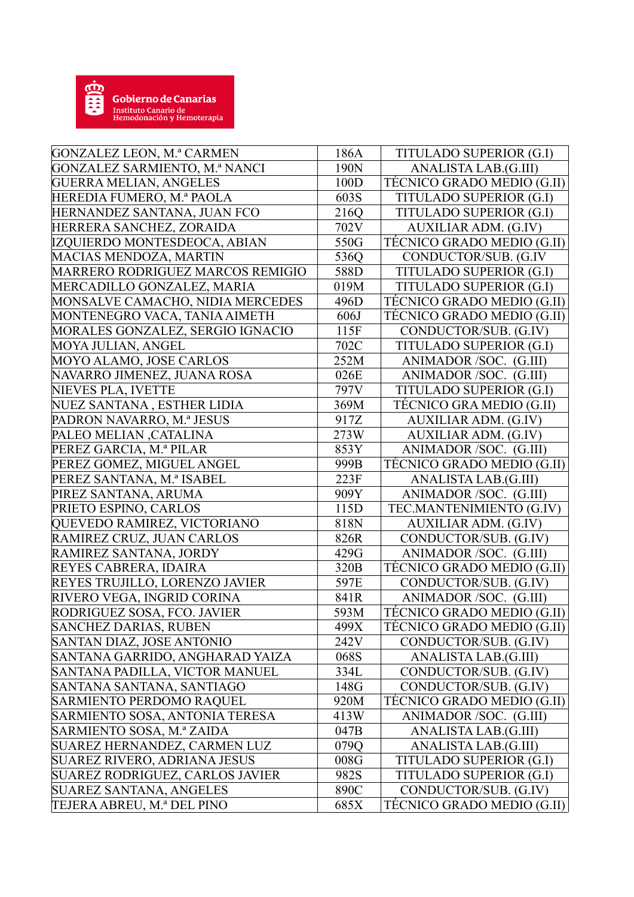| GONZALEZ LEON, M.ª CARMEN | 186A | TITULADO SUPERIOR (G.I) |
|---|---|---|
| GONZALEZ SARMIENTO, M.ª NANCI | 190N | ANALISTA LAB.(G.III) |
| GUERRA MELIAN, ANGELES | 100D | TÉCNICO GRADO MEDIO (G.II) |
| HEREDIA FUMERO, M.ª PAOLA | 603S | TITULADO SUPERIOR (G.I) |
| HERNANDEZ SANTANA, JUAN FCO | 216Q | TITULADO SUPERIOR (G.I) |
| HERRERA SANCHEZ, ZORAIDA | 702V | AUXILIAR ADM. (G.IV) |
| IZQUIERDO MONTESDEOCA, ABIAN | 550G | TÉCNICO GRADO MEDIO (G.II) |
| MACIAS MENDOZA, MARTIN | 536Q | CONDUCTOR/SUB. (G.IV |
| MARRERO RODRIGUEZ MARCOS REMIGIO | 588D | TITULADO SUPERIOR (G.I) |
| MERCADILLO GONZALEZ, MARIA | 019M | TITULADO SUPERIOR (G.I) |
| MONSALVE CAMACHO, NIDIA MERCEDES | 496D | TÉCNICO GRADO MEDIO (G.II) |
| MONTENEGRO VACA, TANIA AIMETH | 606J | TÉCNICO GRADO MEDIO (G.II) |
| MORALES GONZALEZ, SERGIO IGNACIO | 115F | CONDUCTOR/SUB. (G.IV) |
| MOYA JULIAN, ANGEL | 702C | TITULADO SUPERIOR (G.I) |
| MOYO ALAMO, JOSE CARLOS | 252M | ANIMADOR /SOC. (G.III) |
| NAVARRO JIMENEZ, JUANA ROSA | 026E | ANIMADOR /SOC. (G.III) |
| NIEVES PLA, IVETTE | 797V | TITULADO SUPERIOR (G.I) |
| NUEZ SANTANA , ESTHER LIDIA | 369M | TÉCNICO GRA MEDIO (G.II) |
| PADRON NAVARRO, M.ª JESUS | 917Z | AUXILIAR ADM. (G.IV) |
| PALEO MELIAN ,CATALINA | 273W | AUXILIAR ADM. (G.IV) |
| PEREZ GARCIA, M.ª PILAR | 853Y | ANIMADOR /SOC. (G.III) |
| PEREZ GOMEZ, MIGUEL ANGEL | 999B | TÉCNICO GRADO MEDIO (G.II) |
| PEREZ SANTANA, M.ª ISABEL | 223F | ANALISTA LAB.(G.III) |
| PIREZ SANTANA, ARUMA | 909Y | ANIMADOR /SOC. (G.III) |
| PRIETO ESPINO, CARLOS | 115D | TEC.MANTENIMIENTO (G.IV) |
| QUEVEDO RAMIREZ, VICTORIANO | 818N | AUXILIAR ADM. (G.IV) |
| RAMIREZ CRUZ, JUAN CARLOS | 826R | CONDUCTOR/SUB. (G.IV) |
| RAMIREZ SANTANA, JORDY | 429G | ANIMADOR /SOC. (G.III) |
| REYES CABRERA, IDAIRA | 320B | TÉCNICO GRADO MEDIO (G.II) |
| REYES TRUJILLO, LORENZO JAVIER | 597E | CONDUCTOR/SUB. (G.IV) |
| RIVERO VEGA, INGRID CORINA | 841R | ANIMADOR /SOC. (G.III) |
| RODRIGUEZ SOSA, FCO. JAVIER | 593M | TÉCNICO GRADO MEDIO (G.II) |
| SANCHEZ DARIAS, RUBEN | 499X | TÉCNICO GRADO MEDIO (G.II) |
| SANTAN DIAZ, JOSE ANTONIO | 242V | CONDUCTOR/SUB. (G.IV) |
| SANTANA GARRIDO, ANGHARAD YAIZA | 068S | ANALISTA LAB.(G.III) |
| SANTANA PADILLA, VICTOR MANUEL | 334L | CONDUCTOR/SUB. (G.IV) |
| SANTANA SANTANA, SANTIAGO | 148G | CONDUCTOR/SUB. (G.IV) |
| SARMIENTO PERDOMO RAQUEL | 920M | TÉCNICO GRADO MEDIO (G.II) |
| SARMIENTO SOSA, ANTONIA TERESA | 413W | ANIMADOR /SOC. (G.III) |
| SARMIENTO SOSA, M.ª ZAIDA | 047B | ANALISTA LAB.(G.III) |
| SUAREZ HERNANDEZ, CARMEN LUZ | 079Q | ANALISTA LAB.(G.III) |
| SUAREZ RIVERO, ADRIANA JESUS | 008G | TITULADO SUPERIOR (G.I) |
| SUAREZ RODRIGUEZ, CARLOS JAVIER | 982S | TITULADO SUPERIOR (G.I) |
| SUAREZ SANTANA, ANGELES | 890C | CONDUCTOR/SUB. (G.IV) |
| TEJERA ABREU, M.ª DEL PINO | 685X | TÉCNICO GRADO MEDIO (G.II) |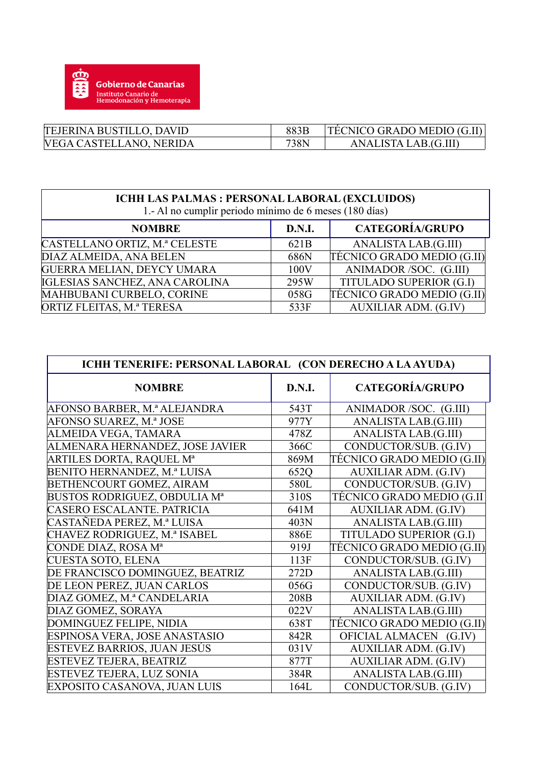| | | |
|---|---|---|
| TEJERINA BUSTILLO, DAVID | 883B | TÉCNICO GRADO MEDIO (G.II) |
| VEGA CASTELLANO, NERIDA | 738N | ANALISTA LAB.(G.III) |

| ICHH LAS PALMAS : PERSONAL LABORAL (EXCLUIDOS) 1.- Al no cumplir periodo mínimo de 6 meses (180 días) | | |
|---|---|---|
| **NOMBRE** | **D.N.I.** | **CATEGORÍA/GRUPO** |
| CASTELLANO ORTIZ, M.ª CELESTE | 621B | ANALISTA LAB.(G.III) |
| DIAZ ALMEIDA, ANA BELEN | 686N | TÉCNICO GRADO MEDIO (G.II) |
| GUERRA MELIAN, DEYCY UMARA | 100V | ANIMADOR /SOC. (G.III) |
| IGLESIAS SANCHEZ, ANA CAROLINA | 295W | TITULADO SUPERIOR (G.I) |
| MAHBUBANI CURBELO, CORINE | 058G | TÉCNICO GRADO MEDIO (G.II) |
| ORTIZ FLEITAS, M.ª TERESA | 533F | AUXILIAR ADM. (G.IV) |

| ICHH TENERIFE: PERSONAL LABORAL (CON DERECHO A LA AYUDA) | | |
|---|---|---|
| **NOMBRE** | **D.N.I.** | **CATEGORÍA/GRUPO** |
| AFONSO BARBER, M.ª ALEJANDRA | 543T | ANIMADOR /SOC. (G.III) |
| AFONSO SUAREZ, M.ª JOSE | 977Y | ANALISTA LAB.(G.III) |
| ALMEIDA VEGA, TAMARA | 478Z | ANALISTA LAB.(G.III) |
| ALMENARA HERNANDEZ, JOSE JAVIER | 366C | CONDUCTOR/SUB. (G.IV) |
| ARTILES DORTA, RAQUEL Mª | 869M | TÉCNICO GRADO MEDIO (G.II) |
| BENITO HERNANDEZ, M.ª LUISA | 652Q | AUXILIAR ADM. (G.IV) |
| BETHENCOURT GOMEZ, AIRAM | 580L | CONDUCTOR/SUB. (G.IV) |
| BUSTOS RODRIGUEZ, OBDULIA Mª | 310S | TÉCNICO GRADO MEDIO (G.II |
| CASERO ESCALANTE. PATRICIA | 641M | AUXILIAR ADM. (G.IV) |
| CASTAÑEDA PEREZ, M.ª LUISA | 403N | ANALISTA LAB.(G.III) |
| CHAVEZ RODRIGUEZ, M.ª ISABEL | 886E | TITULADO SUPERIOR (G.I) |
| CONDE DIAZ, ROSA Mª | 919J | TÉCNICO GRADO MEDIO (G.II) |
| CUESTA SOTO, ELENA | 113F | CONDUCTOR/SUB. (G.IV) |
| DE FRANCISCO DOMINGUEZ, BEATRIZ | 272D | ANALISTA LAB.(G.III) |
| DE LEON PEREZ, JUAN CARLOS | 056G | CONDUCTOR/SUB. (G.IV) |
| DIAZ GOMEZ, M.ª CANDELARIA | 208B | AUXILIAR ADM. (G.IV) |
| DIAZ GOMEZ, SORAYA | 022V | ANALISTA LAB.(G.III) |
| DOMINGUEZ FELIPE, NIDIA | 638T | TÉCNICO GRADO MEDIO (G.II) |
| ESPINOSA VERA, JOSE ANASTASIO | 842R | OFICIAL ALMACEN (G.IV) |
| ESTEVEZ BARRIOS, JUAN JESÚS | 031V | AUXILIAR ADM. (G.IV) |
| ESTEVEZ TEJERA, BEATRIZ | 877T | AUXILIAR ADM. (G.IV) |
| ESTEVEZ TEJERA, LUZ SONIA | 384R | ANALISTA LAB.(G.III) |
| EXPOSITO CASANOVA, JUAN LUIS | 164L | CONDUCTOR/SUB. (G.IV) |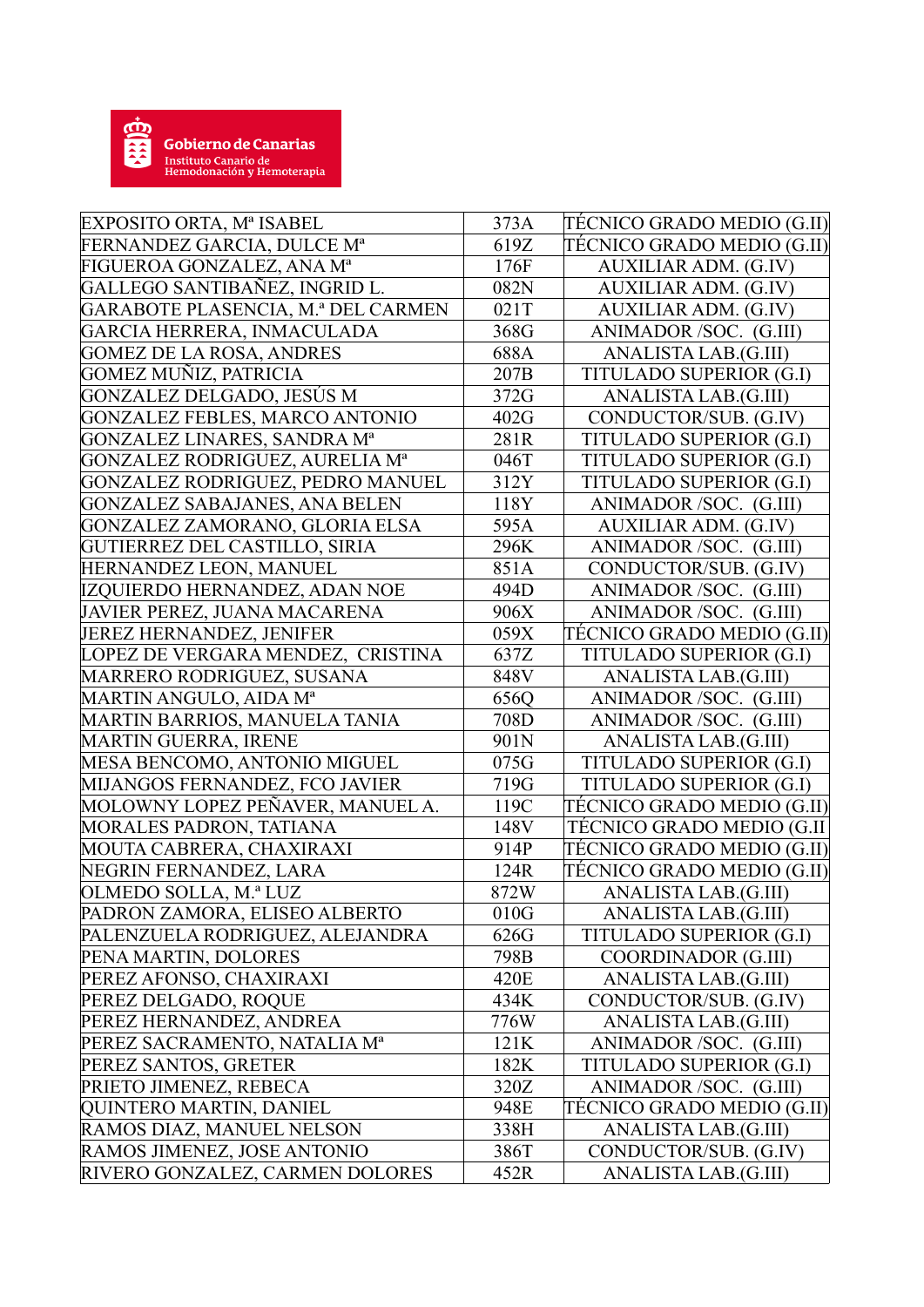| EXPOSITO ORTA, Mª ISABEL | 373A | TÉCNICO GRADO MEDIO (G.II) |
|---|---|---|
| FERNANDEZ GARCIA, DULCE Mª | 619Z | TÉCNICO GRADO MEDIO (G.II) |
| FIGUEROA GONZALEZ, ANA Mª | 176F | AUXILIAR ADM. (G.IV) |
| GALLEGO SANTIBAÑEZ, INGRID L. | 082N | AUXILIAR ADM. (G.IV) |
| GARABOTE PLASENCIA, M.ª DEL CARMEN | 021T | AUXILIAR ADM. (G.IV) |
| GARCIA HERRERA, INMACULADA | 368G | ANIMADOR /SOC. (G.III) |
| GOMEZ DE LA ROSA, ANDRES | 688A | ANALISTA LAB.(G.III) |
| GOMEZ MUÑIZ, PATRICIA | 207B | TITULADO SUPERIOR (G.I) |
| GONZALEZ DELGADO, JESÚS M | 372G | ANALISTA LAB.(G.III) |
| GONZALEZ FEBLES, MARCO ANTONIO | 402G | CONDUCTOR/SUB. (G.IV) |
| GONZALEZ LINARES, SANDRA Mª | 281R | TITULADO SUPERIOR (G.I) |
| GONZALEZ RODRIGUEZ, AURELIA Mª | 046T | TITULADO SUPERIOR (G.I) |
| GONZALEZ RODRIGUEZ, PEDRO MANUEL | 312Y | TITULADO SUPERIOR (G.I) |
| GONZALEZ SABAJANES, ANA BELEN | 118Y | ANIMADOR /SOC. (G.III) |
| GONZALEZ ZAMORANO, GLORIA ELSA | 595A | AUXILIAR ADM. (G.IV) |
| GUTIERREZ DEL CASTILLO, SIRIA | 296K | ANIMADOR /SOC. (G.III) |
| HERNANDEZ LEON, MANUEL | 851A | CONDUCTOR/SUB. (G.IV) |
| IZQUIERDO HERNANDEZ, ADAN NOE | 494D | ANIMADOR /SOC. (G.III) |
| JAVIER PEREZ, JUANA MACARENA | 906X | ANIMADOR /SOC. (G.III) |
| JEREZ HERNANDEZ, JENIFER | 059X | TÉCNICO GRADO MEDIO (G.II) |
| LOPEZ DE VERGARA MENDEZ, CRISTINA | 637Z | TITULADO SUPERIOR (G.I) |
| MARRERO RODRIGUEZ, SUSANA | 848V | ANALISTA LAB.(G.III) |
| MARTIN ANGULO, AIDA Mª | 656Q | ANIMADOR /SOC. (G.III) |
| MARTIN BARRIOS, MANUELA TANIA | 708D | ANIMADOR /SOC. (G.III) |
| MARTIN GUERRA, IRENE | 901N | ANALISTA LAB.(G.III) |
| MESA BENCOMO, ANTONIO MIGUEL | 075G | TITULADO SUPERIOR (G.I) |
| MIJANGOS FERNANDEZ, FCO JAVIER | 719G | TITULADO SUPERIOR (G.I) |
| MOLOWNY LOPEZ PEÑAVER, MANUEL A. | 119C | TÉCNICO GRADO MEDIO (G.II) |
| MORALES PADRON, TATIANA | 148V | TÉCNICO GRADO MEDIO (G.II |
| MOUTA CABRERA, CHAXIRAXI | 914P | TÉCNICO GRADO MEDIO (G.II) |
| NEGRIN FERNANDEZ, LARA | 124R | TÉCNICO GRADO MEDIO (G.II) |
| OLMEDO SOLLA, M.ª LUZ | 872W | ANALISTA LAB.(G.III) |
| PADRON ZAMORA, ELISEO ALBERTO | 010G | ANALISTA LAB.(G.III) |
| PALENZUELA RODRIGUEZ, ALEJANDRA | 626G | TITULADO SUPERIOR (G.I) |
| PENA MARTIN, DOLORES | 798B | COORDINADOR (G.III) |
| PEREZ AFONSO, CHAXIRAXI | 420E | ANALISTA LAB.(G.III) |
| PEREZ DELGADO, ROQUE | 434K | CONDUCTOR/SUB. (G.IV) |
| PEREZ HERNANDEZ, ANDREA | 776W | ANALISTA LAB.(G.III) |
| PEREZ SACRAMENTO, NATALIA Mª | 121K | ANIMADOR /SOC. (G.III) |
| PEREZ SANTOS, GRETER | 182K | TITULADO SUPERIOR (G.I) |
| PRIETO JIMENEZ, REBECA | 320Z | ANIMADOR /SOC. (G.III) |
| QUINTERO MARTIN, DANIEL | 948E | TÉCNICO GRADO MEDIO (G.II) |
| RAMOS DIAZ, MANUEL NELSON | 338H | ANALISTA LAB.(G.III) |
| RAMOS JIMENEZ, JOSE ANTONIO | 386T | CONDUCTOR/SUB. (G.IV) |
| RIVERO GONZALEZ, CARMEN DOLORES | 452R | ANALISTA LAB.(G.III) |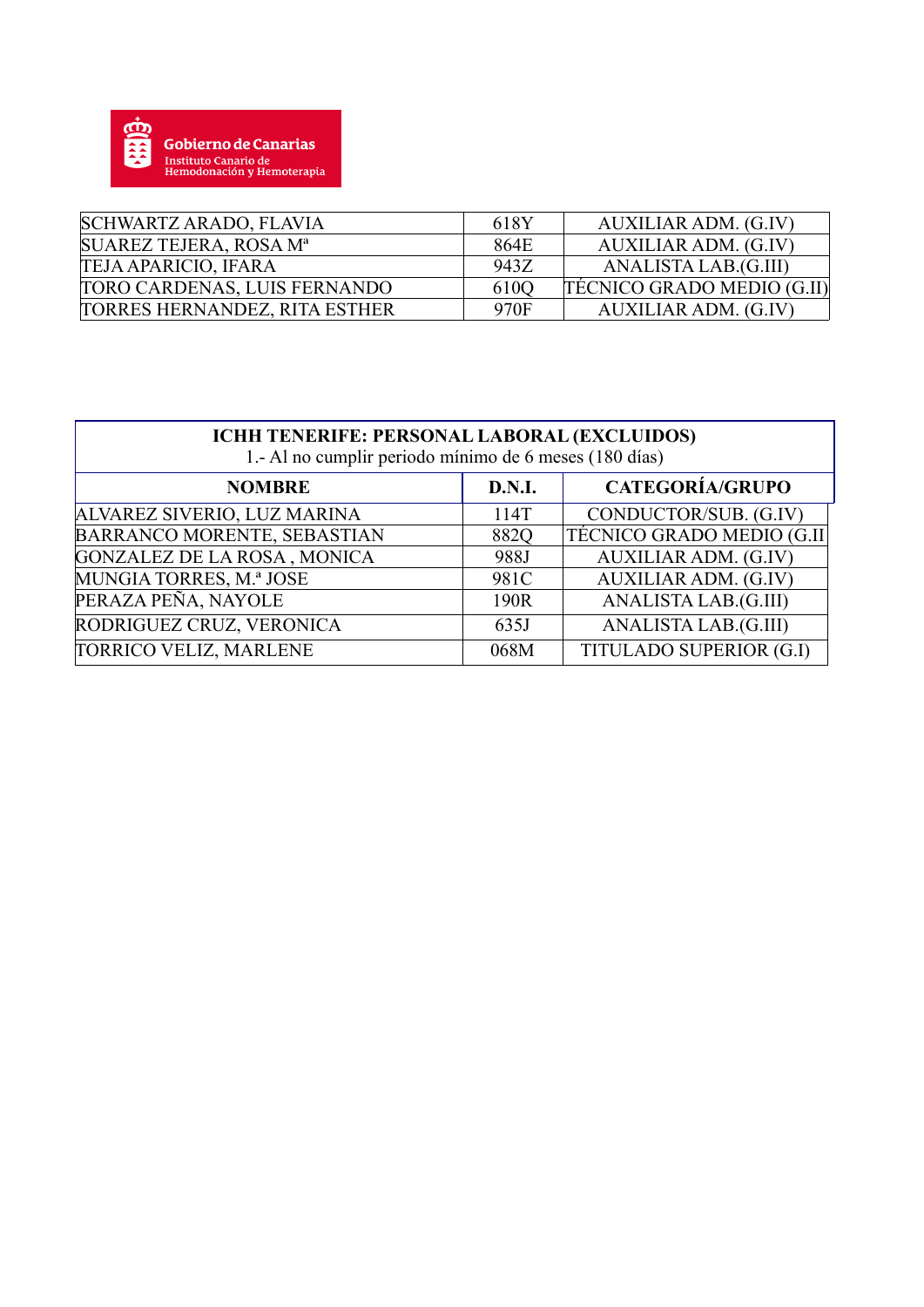Gobierno de Canarias
Instituto Canario de Hemodonación y Hemoterapia

| | | |
|---|---|---|
| SCHWARTZ ARADO, FLAVIA | 618Y | AUXILIAR ADM. (G.IV) |
| SUAREZ TEJERA, ROSA Mª | 864E | AUXILIAR ADM. (G.IV) |
| TEJA APARICIO, IFARA | 943Z | ANALISTA LAB.(G.III) |
| TORO CARDENAS, LUIS FERNANDO | 610Q | TÉCNICO GRADO MEDIO (G.II) |
| TORRES HERNANDEZ, RITA ESTHER | 970F | AUXILIAR ADM. (G.IV) |

**ICHH TENERIFE: PERSONAL LABORAL (EXCLUIDOS)**

1.- Al no cumplir periodo mínimo de 6 meses (180 días)

| NOMBRE | D.N.I. | CATEGORÍA/GRUPO |
|---|---|---|
| ALVAREZ SIVERIO, LUZ MARINA | 114T | CONDUCTOR/SUB. (G.IV) |
| BARRANCO MORENTE, SEBASTIAN | 882Q | TÉCNICO GRADO MEDIO (G.II |
| GONZALEZ DE LA ROSA , MONICA | 988J | AUXILIAR ADM. (G.IV) |
| MUNGIA TORRES, M.ª JOSE | 981C | AUXILIAR ADM. (G.IV) |
| PERAZA PEÑA, NAYOLE | 190R | ANALISTA LAB.(G.III) |
| RODRIGUEZ CRUZ, VERONICA | 635J | ANALISTA LAB.(G.III) |
| TORRICO VELIZ, MARLENE | 068M | TITULADO SUPERIOR (G.I) |